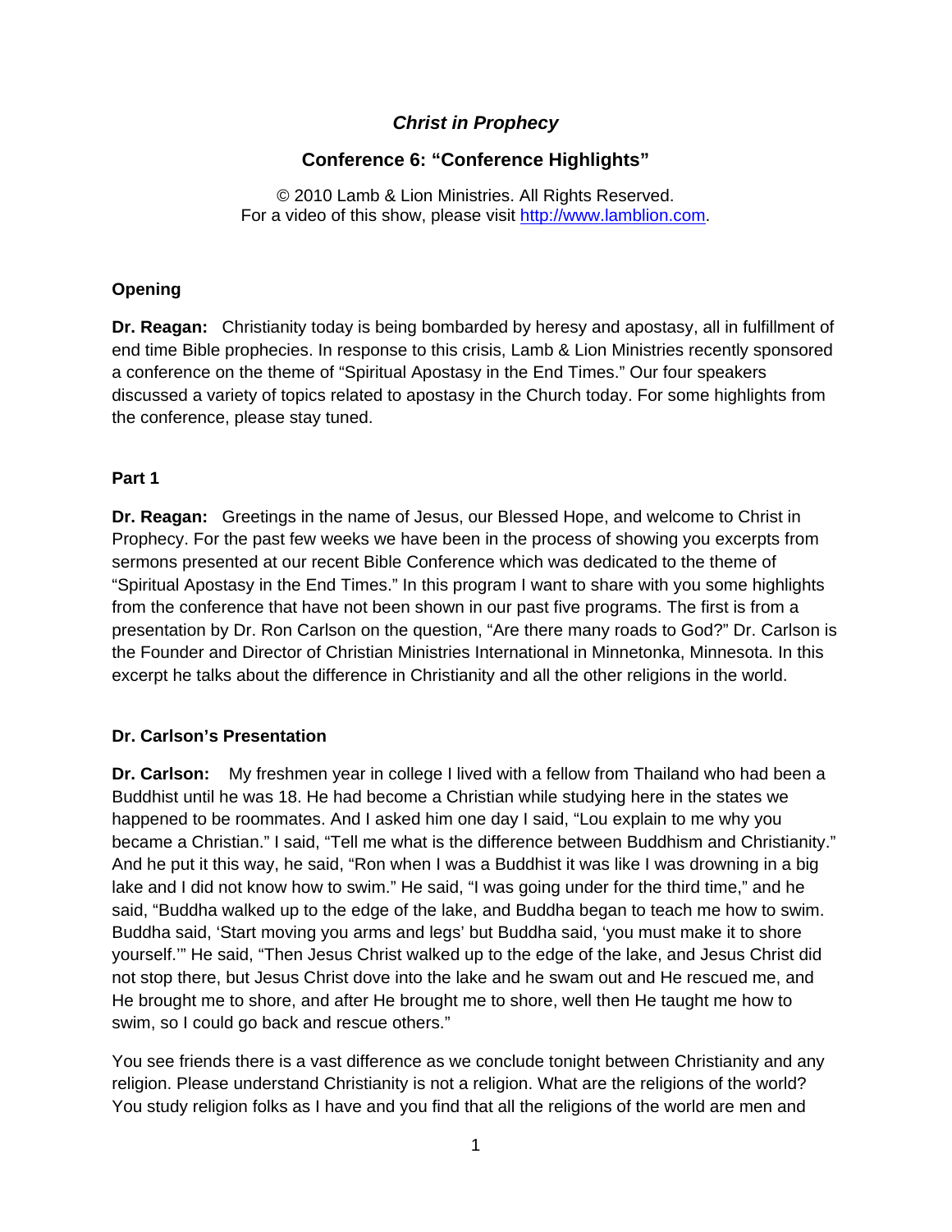# *Christ in Prophecy*

## Conference 6: "Conference Highlights"

© 2010 Lamb & Lion Ministries. All Rights Reserved.
For a video of this show, please visit http://www.lamblion.com.

### Opening

**Dr. Reagan:** Christianity today is being bombarded by heresy and apostasy, all in fulfillment of end time Bible prophecies. In response to this crisis, Lamb & Lion Ministries recently sponsored a conference on the theme of "Spiritual Apostasy in the End Times." Our four speakers discussed a variety of topics related to apostasy in the Church today. For some highlights from the conference, please stay tuned.

### Part 1

**Dr. Reagan:** Greetings in the name of Jesus, our Blessed Hope, and welcome to Christ in Prophecy. For the past few weeks we have been in the process of showing you excerpts from sermons presented at our recent Bible Conference which was dedicated to the theme of "Spiritual Apostasy in the End Times." In this program I want to share with you some highlights from the conference that have not been shown in our past five programs. The first is from a presentation by Dr. Ron Carlson on the question, "Are there many roads to God?" Dr. Carlson is the Founder and Director of Christian Ministries International in Minnetonka, Minnesota. In this excerpt he talks about the difference in Christianity and all the other religions in the world.

### Dr. Carlson's Presentation

**Dr. Carlson:** My freshmen year in college I lived with a fellow from Thailand who had been a Buddhist until he was 18. He had become a Christian while studying here in the states we happened to be roommates. And I asked him one day I said, "Lou explain to me why you became a Christian." I said, "Tell me what is the difference between Buddhism and Christianity." And he put it this way, he said, "Ron when I was a Buddhist it was like I was drowning in a big lake and I did not know how to swim." He said, "I was going under for the third time," and he said, "Buddha walked up to the edge of the lake, and Buddha began to teach me how to swim. Buddha said, 'Start moving you arms and legs' but Buddha said, 'you must make it to shore yourself.'" He said, "Then Jesus Christ walked up to the edge of the lake, and Jesus Christ did not stop there, but Jesus Christ dove into the lake and he swam out and He rescued me, and He brought me to shore, and after He brought me to shore, well then He taught me how to swim, so I could go back and rescue others."

You see friends there is a vast difference as we conclude tonight between Christianity and any religion. Please understand Christianity is not a religion. What are the religions of the world? You study religion folks as I have and you find that all the religions of the world are men and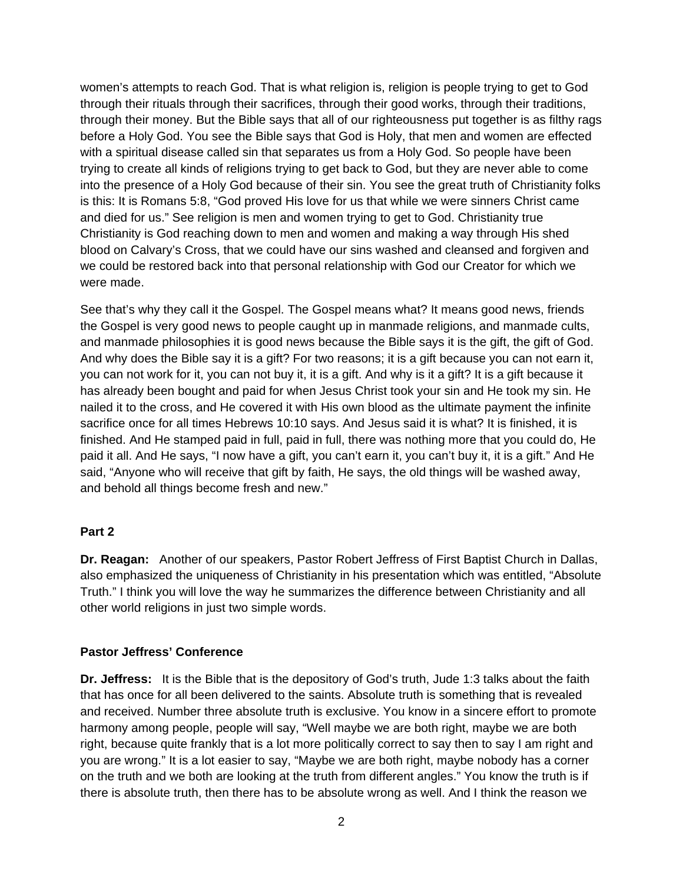women's attempts to reach God. That is what religion is, religion is people trying to get to God through their rituals through their sacrifices, through their good works, through their traditions, through their money. But the Bible says that all of our righteousness put together is as filthy rags before a Holy God. You see the Bible says that God is Holy, that men and women are effected with a spiritual disease called sin that separates us from a Holy God. So people have been trying to create all kinds of religions trying to get back to God, but they are never able to come into the presence of a Holy God because of their sin. You see the great truth of Christianity folks is this: It is Romans 5:8, "God proved His love for us that while we were sinners Christ came and died for us." See religion is men and women trying to get to God. Christianity true Christianity is God reaching down to men and women and making a way through His shed blood on Calvary's Cross, that we could have our sins washed and cleansed and forgiven and we could be restored back into that personal relationship with God our Creator for which we were made.

See that's why they call it the Gospel. The Gospel means what? It means good news, friends the Gospel is very good news to people caught up in manmade religions, and manmade cults, and manmade philosophies it is good news because the Bible says it is the gift, the gift of God. And why does the Bible say it is a gift? For two reasons; it is a gift because you can not earn it, you can not work for it, you can not buy it, it is a gift. And why is it a gift? It is a gift because it has already been bought and paid for when Jesus Christ took your sin and He took my sin. He nailed it to the cross, and He covered it with His own blood as the ultimate payment the infinite sacrifice once for all times Hebrews 10:10 says. And Jesus said it is what? It is finished, it is finished. And He stamped paid in full, paid in full, there was nothing more that you could do, He paid it all. And He says, "I now have a gift, you can't earn it, you can't buy it, it is a gift." And He said, "Anyone who will receive that gift by faith, He says, the old things will be washed away, and behold all things become fresh and new."

## Part 2

**Dr. Reagan:** Another of our speakers, Pastor Robert Jeffress of First Baptist Church in Dallas, also emphasized the uniqueness of Christianity in his presentation which was entitled, "Absolute Truth." I think you will love the way he summarizes the difference between Christianity and all other world religions in just two simple words.

## Pastor Jeffress' Conference

**Dr. Jeffress:** It is the Bible that is the depository of God's truth, Jude 1:3 talks about the faith that has once for all been delivered to the saints. Absolute truth is something that is revealed and received. Number three absolute truth is exclusive. You know in a sincere effort to promote harmony among people, people will say, "Well maybe we are both right, maybe we are both right, because quite frankly that is a lot more politically correct to say then to say I am right and you are wrong." It is a lot easier to say, "Maybe we are both right, maybe nobody has a corner on the truth and we both are looking at the truth from different angles." You know the truth is if there is absolute truth, then there has to be absolute wrong as well. And I think the reason we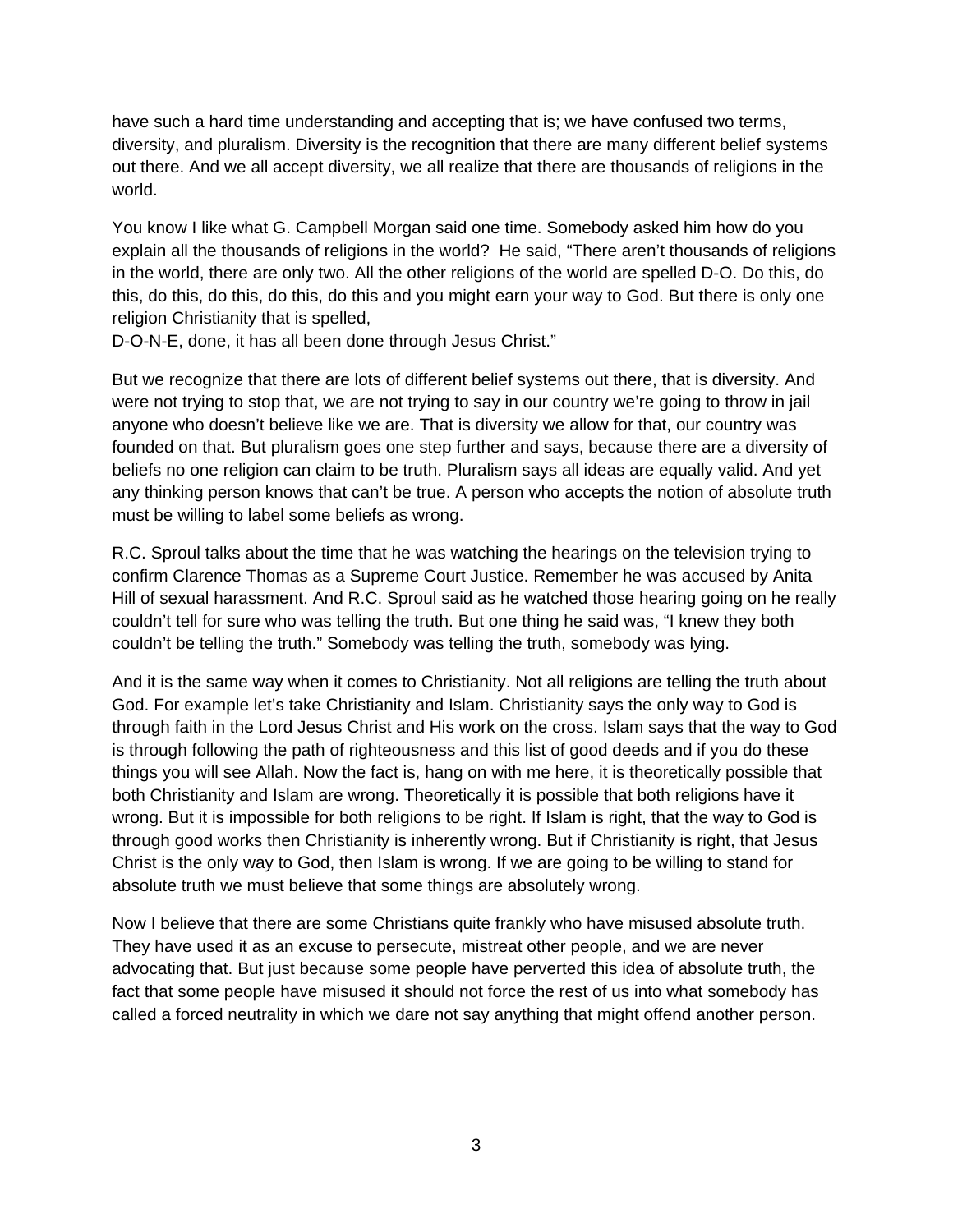have such a hard time understanding and accepting that is; we have confused two terms, diversity, and pluralism. Diversity is the recognition that there are many different belief systems out there. And we all accept diversity, we all realize that there are thousands of religions in the world.

You know I like what G. Campbell Morgan said one time. Somebody asked him how do you explain all the thousands of religions in the world? He said, "There aren't thousands of religions in the world, there are only two. All the other religions of the world are spelled D-O. Do this, do this, do this, do this, do this, do this and you might earn your way to God. But there is only one religion Christianity that is spelled,
D-O-N-E, done, it has all been done through Jesus Christ."

But we recognize that there are lots of different belief systems out there, that is diversity. And were not trying to stop that, we are not trying to say in our country we're going to throw in jail anyone who doesn't believe like we are. That is diversity we allow for that, our country was founded on that. But pluralism goes one step further and says, because there are a diversity of beliefs no one religion can claim to be truth. Pluralism says all ideas are equally valid. And yet any thinking person knows that can't be true. A person who accepts the notion of absolute truth must be willing to label some beliefs as wrong.

R.C. Sproul talks about the time that he was watching the hearings on the television trying to confirm Clarence Thomas as a Supreme Court Justice. Remember he was accused by Anita Hill of sexual harassment. And R.C. Sproul said as he watched those hearing going on he really couldn't tell for sure who was telling the truth. But one thing he said was, "I knew they both couldn't be telling the truth." Somebody was telling the truth, somebody was lying.

And it is the same way when it comes to Christianity. Not all religions are telling the truth about God. For example let's take Christianity and Islam. Christianity says the only way to God is through faith in the Lord Jesus Christ and His work on the cross. Islam says that the way to God is through following the path of righteousness and this list of good deeds and if you do these things you will see Allah. Now the fact is, hang on with me here, it is theoretically possible that both Christianity and Islam are wrong. Theoretically it is possible that both religions have it wrong. But it is impossible for both religions to be right. If Islam is right, that the way to God is through good works then Christianity is inherently wrong. But if Christianity is right, that Jesus Christ is the only way to God, then Islam is wrong. If we are going to be willing to stand for absolute truth we must believe that some things are absolutely wrong.

Now I believe that there are some Christians quite frankly who have misused absolute truth. They have used it as an excuse to persecute, mistreat other people, and we are never advocating that. But just because some people have perverted this idea of absolute truth, the fact that some people have misused it should not force the rest of us into what somebody has called a forced neutrality in which we dare not say anything that might offend another person.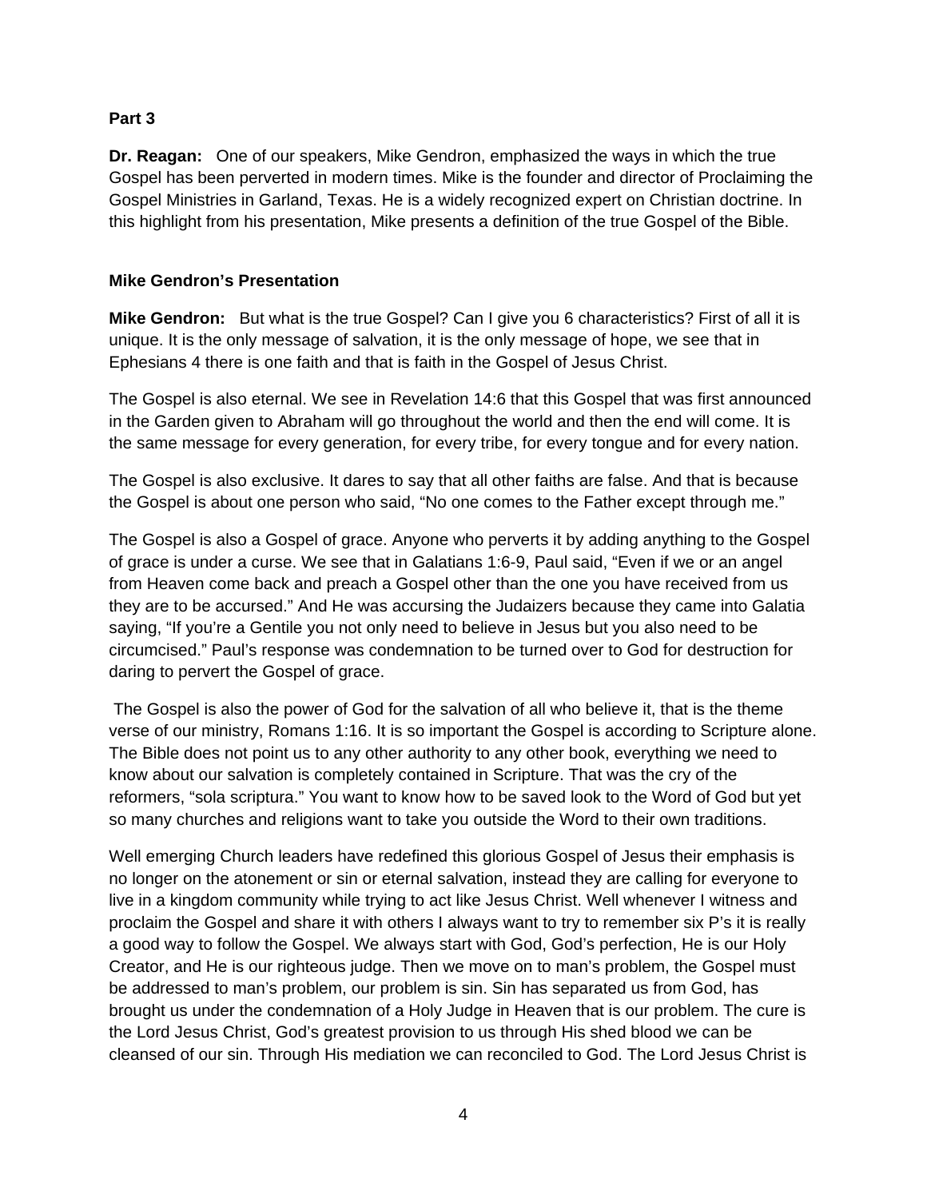**Part 3**

**Dr. Reagan:** One of our speakers, Mike Gendron, emphasized the ways in which the true Gospel has been perverted in modern times. Mike is the founder and director of Proclaiming the Gospel Ministries in Garland, Texas. He is a widely recognized expert on Christian doctrine. In this highlight from his presentation, Mike presents a definition of the true Gospel of the Bible.

**Mike Gendron's Presentation**

**Mike Gendron:** But what is the true Gospel? Can I give you 6 characteristics? First of all it is unique. It is the only message of salvation, it is the only message of hope, we see that in Ephesians 4 there is one faith and that is faith in the Gospel of Jesus Christ.

The Gospel is also eternal. We see in Revelation 14:6 that this Gospel that was first announced in the Garden given to Abraham will go throughout the world and then the end will come. It is the same message for every generation, for every tribe, for every tongue and for every nation.

The Gospel is also exclusive. It dares to say that all other faiths are false. And that is because the Gospel is about one person who said, "No one comes to the Father except through me."

The Gospel is also a Gospel of grace. Anyone who perverts it by adding anything to the Gospel of grace is under a curse. We see that in Galatians 1:6-9, Paul said, "Even if we or an angel from Heaven come back and preach a Gospel other than the one you have received from us they are to be accursed." And He was accursing the Judaizers because they came into Galatia saying, "If you're a Gentile you not only need to believe in Jesus but you also need to be circumcised." Paul's response was condemnation to be turned over to God for destruction for daring to pervert the Gospel of grace.

The Gospel is also the power of God for the salvation of all who believe it, that is the theme verse of our ministry, Romans 1:16. It is so important the Gospel is according to Scripture alone. The Bible does not point us to any other authority to any other book, everything we need to know about our salvation is completely contained in Scripture. That was the cry of the reformers, "sola scriptura." You want to know how to be saved look to the Word of God but yet so many churches and religions want to take you outside the Word to their own traditions.

Well emerging Church leaders have redefined this glorious Gospel of Jesus their emphasis is no longer on the atonement or sin or eternal salvation, instead they are calling for everyone to live in a kingdom community while trying to act like Jesus Christ. Well whenever I witness and proclaim the Gospel and share it with others I always want to try to remember six P's it is really a good way to follow the Gospel. We always start with God, God's perfection, He is our Holy Creator, and He is our righteous judge. Then we move on to man's problem, the Gospel must be addressed to man's problem, our problem is sin. Sin has separated us from God, has brought us under the condemnation of a Holy Judge in Heaven that is our problem. The cure is the Lord Jesus Christ, God's greatest provision to us through His shed blood we can be cleansed of our sin. Through His mediation we can reconciled to God. The Lord Jesus Christ is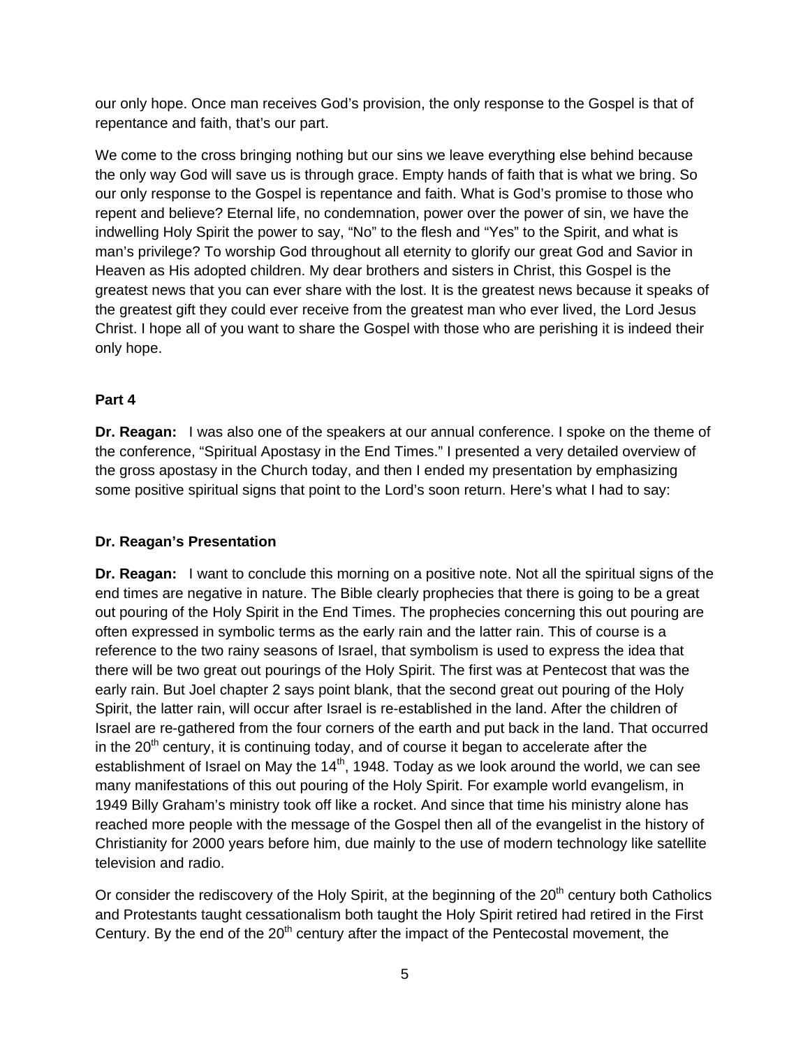our only hope. Once man receives God's provision, the only response to the Gospel is that of repentance and faith, that's our part.

We come to the cross bringing nothing but our sins we leave everything else behind because the only way God will save us is through grace. Empty hands of faith that is what we bring. So our only response to the Gospel is repentance and faith. What is God's promise to those who repent and believe? Eternal life, no condemnation, power over the power of sin, we have the indwelling Holy Spirit the power to say, "No" to the flesh and "Yes" to the Spirit, and what is man's privilege? To worship God throughout all eternity to glorify our great God and Savior in Heaven as His adopted children. My dear brothers and sisters in Christ, this Gospel is the greatest news that you can ever share with the lost. It is the greatest news because it speaks of the greatest gift they could ever receive from the greatest man who ever lived, the Lord Jesus Christ. I hope all of you want to share the Gospel with those who are perishing it is indeed their only hope.

**Part 4**

**Dr. Reagan:** I was also one of the speakers at our annual conference. I spoke on the theme of the conference, "Spiritual Apostasy in the End Times." I presented a very detailed overview of the gross apostasy in the Church today, and then I ended my presentation by emphasizing some positive spiritual signs that point to the Lord's soon return. Here's what I had to say:

**Dr. Reagan's Presentation**

**Dr. Reagan:** I want to conclude this morning on a positive note. Not all the spiritual signs of the end times are negative in nature. The Bible clearly prophecies that there is going to be a great out pouring of the Holy Spirit in the End Times. The prophecies concerning this out pouring are often expressed in symbolic terms as the early rain and the latter rain. This of course is a reference to the two rainy seasons of Israel, that symbolism is used to express the idea that there will be two great out pourings of the Holy Spirit. The first was at Pentecost that was the early rain. But Joel chapter 2 says point blank, that the second great out pouring of the Holy Spirit, the latter rain, will occur after Israel is re-established in the land. After the children of Israel are re-gathered from the four corners of the earth and put back in the land. That occurred in the 20th century, it is continuing today, and of course it began to accelerate after the establishment of Israel on May the 14th, 1948. Today as we look around the world, we can see many manifestations of this out pouring of the Holy Spirit. For example world evangelism, in 1949 Billy Graham's ministry took off like a rocket. And since that time his ministry alone has reached more people with the message of the Gospel then all of the evangelist in the history of Christianity for 2000 years before him, due mainly to the use of modern technology like satellite television and radio.

Or consider the rediscovery of the Holy Spirit, at the beginning of the 20th century both Catholics and Protestants taught cessationalism both taught the Holy Spirit retired had retired in the First Century. By the end of the 20th century after the impact of the Pentecostal movement, the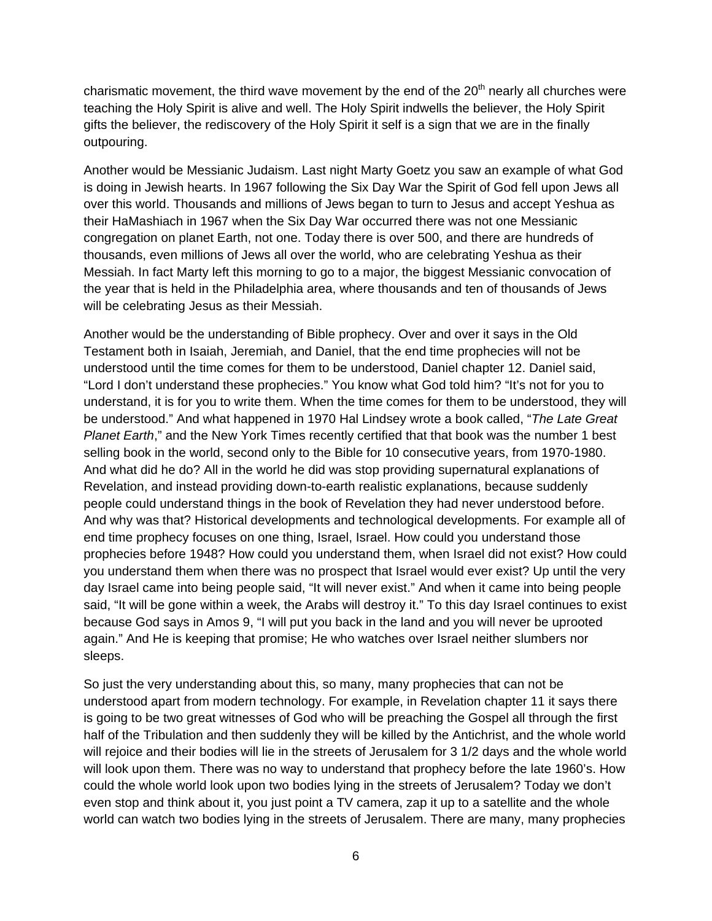charismatic movement, the third wave movement by the end of the 20th nearly all churches were teaching the Holy Spirit is alive and well. The Holy Spirit indwells the believer, the Holy Spirit gifts the believer, the rediscovery of the Holy Spirit it self is a sign that we are in the finally outpouring.

Another would be Messianic Judaism. Last night Marty Goetz you saw an example of what God is doing in Jewish hearts. In 1967 following the Six Day War the Spirit of God fell upon Jews all over this world. Thousands and millions of Jews began to turn to Jesus and accept Yeshua as their HaMashiach in 1967 when the Six Day War occurred there was not one Messianic congregation on planet Earth, not one. Today there is over 500, and there are hundreds of thousands, even millions of Jews all over the world, who are celebrating Yeshua as their Messiah. In fact Marty left this morning to go to a major, the biggest Messianic convocation of the year that is held in the Philadelphia area, where thousands and ten of thousands of Jews will be celebrating Jesus as their Messiah.

Another would be the understanding of Bible prophecy. Over and over it says in the Old Testament both in Isaiah, Jeremiah, and Daniel, that the end time prophecies will not be understood until the time comes for them to be understood, Daniel chapter 12. Daniel said, "Lord I don't understand these prophecies." You know what God told him? "It's not for you to understand, it is for you to write them. When the time comes for them to be understood, they will be understood." And what happened in 1970 Hal Lindsey wrote a book called, "*The Late Great Planet Earth*," and the New York Times recently certified that that book was the number 1 best selling book in the world, second only to the Bible for 10 consecutive years, from 1970-1980. And what did he do? All in the world he did was stop providing supernatural explanations of Revelation, and instead providing down-to-earth realistic explanations, because suddenly people could understand things in the book of Revelation they had never understood before. And why was that? Historical developments and technological developments. For example all of end time prophecy focuses on one thing, Israel, Israel. How could you understand those prophecies before 1948? How could you understand them, when Israel did not exist? How could you understand them when there was no prospect that Israel would ever exist? Up until the very day Israel came into being people said, "It will never exist." And when it came into being people said, "It will be gone within a week, the Arabs will destroy it." To this day Israel continues to exist because God says in Amos 9, "I will put you back in the land and you will never be uprooted again." And He is keeping that promise; He who watches over Israel neither slumbers nor sleeps.

So just the very understanding about this, so many, many prophecies that can not be understood apart from modern technology. For example, in Revelation chapter 11 it says there is going to be two great witnesses of God who will be preaching the Gospel all through the first half of the Tribulation and then suddenly they will be killed by the Antichrist, and the whole world will rejoice and their bodies will lie in the streets of Jerusalem for 3 1/2 days and the whole world will look upon them. There was no way to understand that prophecy before the late 1960's. How could the whole world look upon two bodies lying in the streets of Jerusalem? Today we don't even stop and think about it, you just point a TV camera, zap it up to a satellite and the whole world can watch two bodies lying in the streets of Jerusalem. There are many, many prophecies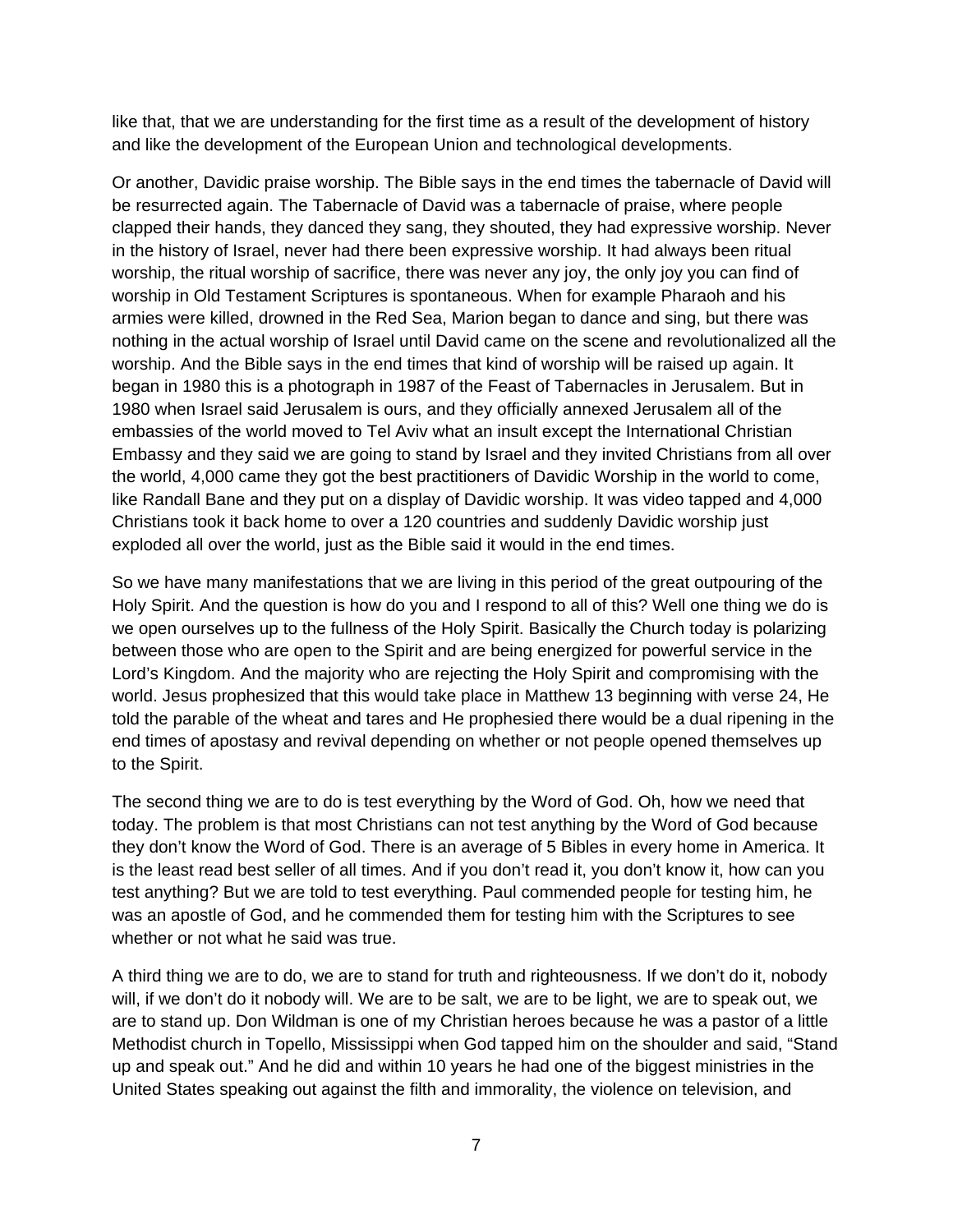like that, that we are understanding for the first time as a result of the development of history and like the development of the European Union and technological developments.

Or another, Davidic praise worship. The Bible says in the end times the tabernacle of David will be resurrected again. The Tabernacle of David was a tabernacle of praise, where people clapped their hands, they danced they sang, they shouted, they had expressive worship. Never in the history of Israel, never had there been expressive worship. It had always been ritual worship, the ritual worship of sacrifice, there was never any joy, the only joy you can find of worship in Old Testament Scriptures is spontaneous. When for example Pharaoh and his armies were killed, drowned in the Red Sea, Marion began to dance and sing, but there was nothing in the actual worship of Israel until David came on the scene and revolutionalized all the worship. And the Bible says in the end times that kind of worship will be raised up again. It began in 1980 this is a photograph in 1987 of the Feast of Tabernacles in Jerusalem. But in 1980 when Israel said Jerusalem is ours, and they officially annexed Jerusalem all of the embassies of the world moved to Tel Aviv what an insult except the International Christian Embassy and they said we are going to stand by Israel and they invited Christians from all over the world, 4,000 came they got the best practitioners of Davidic Worship in the world to come, like Randall Bane and they put on a display of Davidic worship. It was video tapped and 4,000 Christians took it back home to over a 120 countries and suddenly Davidic worship just exploded all over the world, just as the Bible said it would in the end times.

So we have many manifestations that we are living in this period of the great outpouring of the Holy Spirit. And the question is how do you and I respond to all of this? Well one thing we do is we open ourselves up to the fullness of the Holy Spirit. Basically the Church today is polarizing between those who are open to the Spirit and are being energized for powerful service in the Lord's Kingdom. And the majority who are rejecting the Holy Spirit and compromising with the world. Jesus prophesized that this would take place in Matthew 13 beginning with verse 24, He told the parable of the wheat and tares and He prophesied there would be a dual ripening in the end times of apostasy and revival depending on whether or not people opened themselves up to the Spirit.

The second thing we are to do is test everything by the Word of God. Oh, how we need that today. The problem is that most Christians can not test anything by the Word of God because they don't know the Word of God. There is an average of 5 Bibles in every home in America. It is the least read best seller of all times. And if you don't read it, you don't know it, how can you test anything? But we are told to test everything. Paul commended people for testing him, he was an apostle of God, and he commended them for testing him with the Scriptures to see whether or not what he said was true.

A third thing we are to do, we are to stand for truth and righteousness. If we don't do it, nobody will, if we don't do it nobody will. We are to be salt, we are to be light, we are to speak out, we are to stand up. Don Wildman is one of my Christian heroes because he was a pastor of a little Methodist church in Topello, Mississippi when God tapped him on the shoulder and said, "Stand up and speak out." And he did and within 10 years he had one of the biggest ministries in the United States speaking out against the filth and immorality, the violence on television, and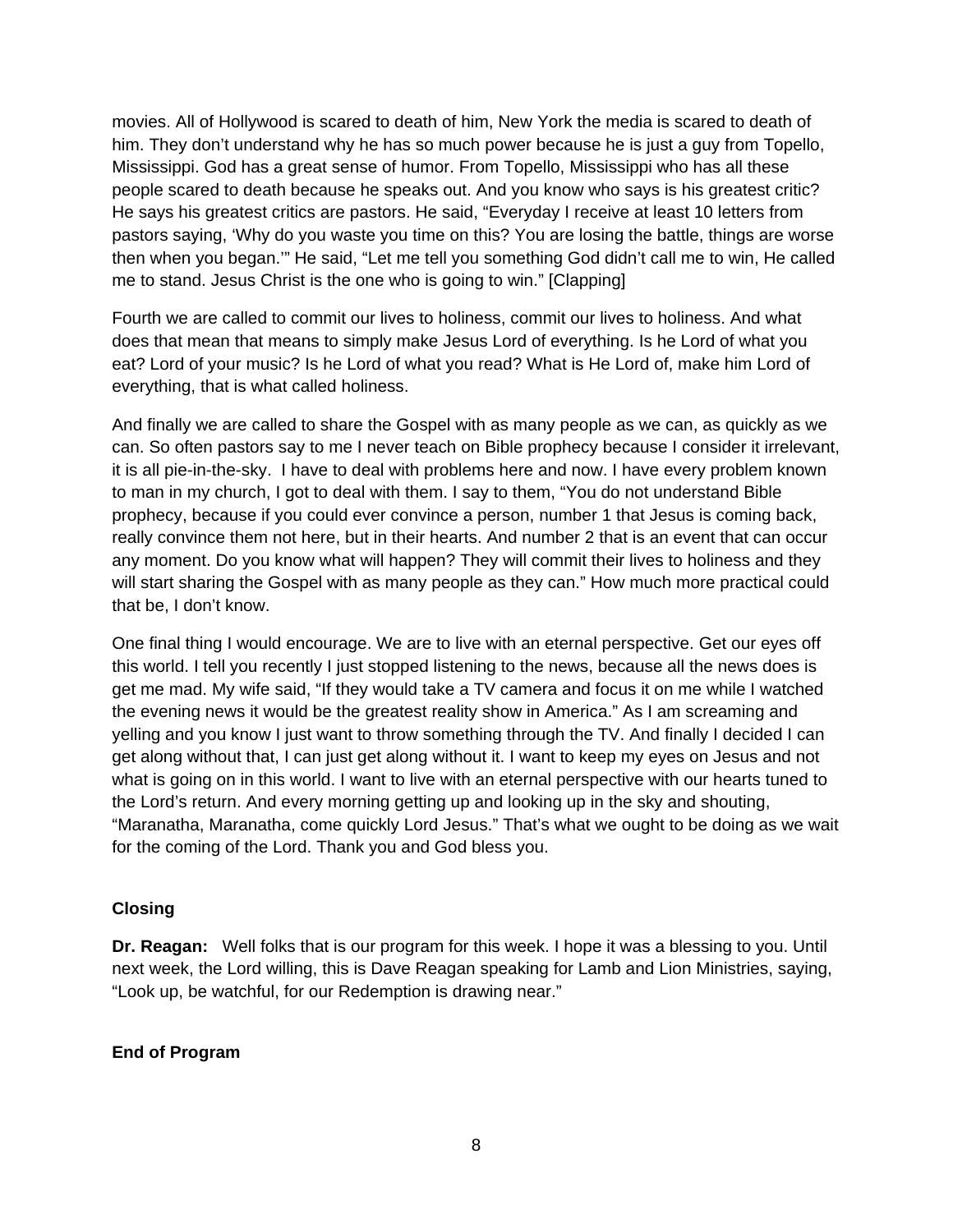movies. All of Hollywood is scared to death of him, New York the media is scared to death of him. They don't understand why he has so much power because he is just a guy from Topello, Mississippi. God has a great sense of humor. From Topello, Mississippi who has all these people scared to death because he speaks out. And you know who says is his greatest critic? He says his greatest critics are pastors. He said, "Everyday I receive at least 10 letters from pastors saying, 'Why do you waste you time on this? You are losing the battle, things are worse then when you began.'" He said, "Let me tell you something God didn't call me to win, He called me to stand. Jesus Christ is the one who is going to win." [Clapping]

Fourth we are called to commit our lives to holiness, commit our lives to holiness. And what does that mean that means to simply make Jesus Lord of everything. Is he Lord of what you eat? Lord of your music? Is he Lord of what you read? What is He Lord of, make him Lord of everything, that is what called holiness.

And finally we are called to share the Gospel with as many people as we can, as quickly as we can. So often pastors say to me I never teach on Bible prophecy because I consider it irrelevant, it is all pie-in-the-sky. I have to deal with problems here and now. I have every problem known to man in my church, I got to deal with them. I say to them, "You do not understand Bible prophecy, because if you could ever convince a person, number 1 that Jesus is coming back, really convince them not here, but in their hearts. And number 2 that is an event that can occur any moment. Do you know what will happen? They will commit their lives to holiness and they will start sharing the Gospel with as many people as they can." How much more practical could that be, I don't know.

One final thing I would encourage. We are to live with an eternal perspective. Get our eyes off this world. I tell you recently I just stopped listening to the news, because all the news does is get me mad. My wife said, "If they would take a TV camera and focus it on me while I watched the evening news it would be the greatest reality show in America." As I am screaming and yelling and you know I just want to throw something through the TV. And finally I decided I can get along without that, I can just get along without it. I want to keep my eyes on Jesus and not what is going on in this world. I want to live with an eternal perspective with our hearts tuned to the Lord's return. And every morning getting up and looking up in the sky and shouting, "Maranatha, Maranatha, come quickly Lord Jesus." That's what we ought to be doing as we wait for the coming of the Lord. Thank you and God bless you.

**Closing**

**Dr. Reagan:** Well folks that is our program for this week. I hope it was a blessing to you. Until next week, the Lord willing, this is Dave Reagan speaking for Lamb and Lion Ministries, saying, "Look up, be watchful, for our Redemption is drawing near."

**End of Program**